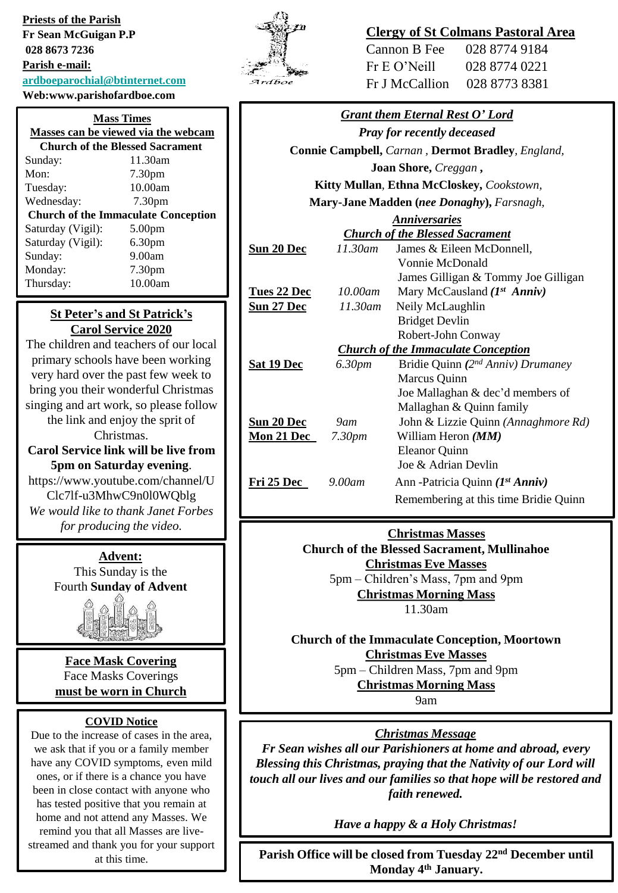**Priests of the Parish**
**Fr Sean McGuigan P.P**
**028 8673 7236**
**Parish e-mail:**
**ardboeparochial@btinternet.com**
**Web:www.parishofardboe.com**

Ardboe

## Clergy of St Colmans Pastoral Area

| | |
|---|---|
| Cannon B Fee | 028 8774 9184 |
| Fr E O'Neill | 028 8774 0221 |
| Fr J McCallion | 028 8773 8381 |

## Mass Times

**Masses can be viewed via the webcam**

**Church of the Blessed Sacrament**

| | |
|---|---|
| Sunday: | 11.30am |
| Mon: | 7.30pm |
| Tuesday: | 10.00am |
| Wednesday: | 7.30pm |

**Church of the Immaculate Conception**

| | |
|---|---|
| Saturday (Vigil): | 5.00pm |
| Saturday (Vigil): | 6.30pm |
| Sunday: | 9.00am |
| Monday: | 7.30pm |
| Thursday: | 10.00am |

## St Peter's and St Patrick's Carol Service 2020

The children and teachers of our local primary schools have been working very hard over the past few week to bring you their wonderful Christmas singing and art work, so please follow the link and enjoy the sprit of Christmas.

**Carol Service link will be live from 5pm on Saturday evening**.

https://www.youtube.com/channel/UClc7lf-u3MhwC9n0l0WQblg

*We would like to thank Janet Forbes for producing the video.*

## Advent:

This Sunday is the Fourth **Sunday of Advent**

## Face Mask Covering

Face Masks Coverings **must be worn in Church**

## COVID Notice

Due to the increase of cases in the area, we ask that if you or a family member have any COVID symptoms, even mild ones, or if there is a chance you have been in close contact with anyone who has tested positive that you remain at home and not attend any Masses. We remind you that all Masses are live-streamed and thank you for your support at this time.

## *Grant them Eternal Rest O' Lord*

***Pray for recently deceased***

**Connie Campbell,** *Carnan* , **Dermot Bradley**, *England*, **Joan Shore,** *Creggan* **,** **Kitty Mullan**, **Ethna McCloskey,** *Cookstown,* **Mary-Jane Madden (*nee Donaghy*),** *Farsnagh,*

### *Anniversaries*

***Church of the Blessed Sacrament***

| | | |
|---|---|---|
| **Sun 20 Dec** | *11.30am* | James & Eileen McDonnell, Vonnie McDonald, James Gilligan & Tommy Joe Gilligan |
| **Tues 22 Dec** | *10.00am* | Mary McCausland ***(1st Anniv)*** |
| **Sun 27 Dec** | *11.30am* | Neily McLaughlin, Bridget Devlin, Robert-John Conway |

***Church of the Immaculate Conception***

| | | |
|---|---|---|
| **Sat 19 Dec** | *6.30pm* | Bridie Quinn ***(2nd** Anniv) Drumaney*, Marcus Quinn, Joe Mallaghan & dec'd members of Mallaghan & Quinn family |
| **Sun 20 Dec** | *9am* | John & Lizzie Quinn *(Annaghmore Rd)* |
| **Mon 21 Dec** | *7.30pm* | William Heron ***(MM)***, Eleanor Quinn, Joe & Adrian Devlin |
| **Fri 25 Dec** | *9.00am* | Ann -Patricia Quinn ***(1st Anniv)*** |
| | | Remembering at this time Bridie Quinn |

## Christmas Masses

**Church of the Blessed Sacrament, Mullinahoe**

**Christmas Eve Masses**

5pm – Children's Mass, 7pm and 9pm

**Christmas Morning Mass**

11.30am

**Church of the Immaculate Conception, Moortown**

**Christmas Eve Masses**

5pm – Children Mass, 7pm and 9pm

**Christmas Morning Mass**

9am

## *Christmas Message*

***Fr Sean wishes all our Parishioners at home and abroad, every Blessing this Christmas, praying that the Nativity of our Lord will touch all our lives and our families so that hope will be restored and faith renewed.***

***Have a happy & a Holy Christmas!***

**Parish Office will be closed from Tuesday 22nd December until Monday 4th January.**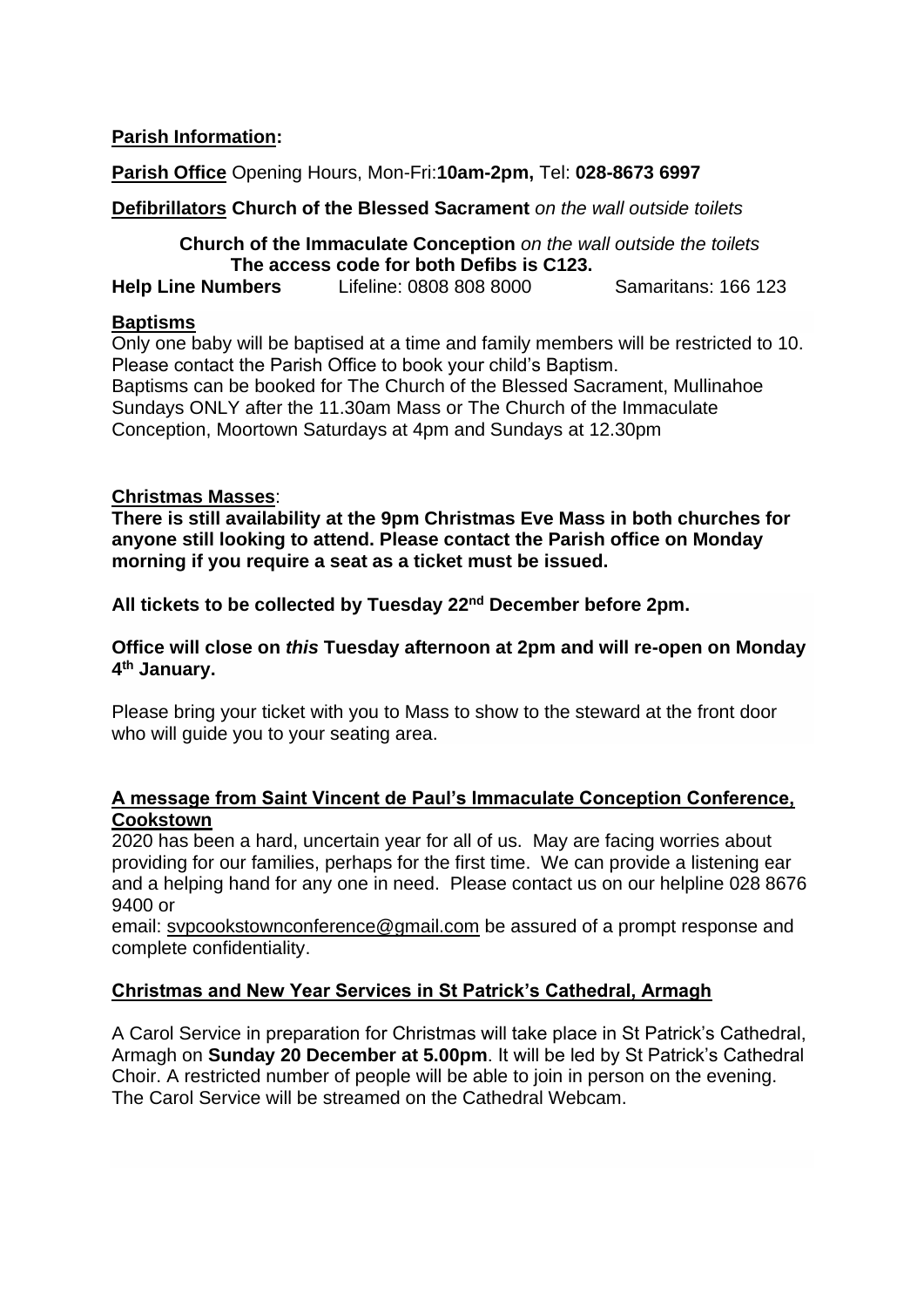**Parish Information:**

**Parish Office** Opening Hours, Mon-Fri:**10am-2pm,** Tel: **028-8673 6997**

**Defibrillators Church of the Blessed Sacrament** *on the wall outside toilets*

**Church of the Immaculate Conception** *on the wall outside the toilets*
**The access code for both Defibs is C123.**

**Help Line Numbers** Lifeline: 0808 808 8000 Samaritans: 166 123

**Baptisms**

Only one baby will be baptised at a time and family members will be restricted to 10. Please contact the Parish Office to book your child's Baptism.
Baptisms can be booked for The Church of the Blessed Sacrament, Mullinahoe Sundays ONLY after the 11.30am Mass or The Church of the Immaculate Conception, Moortown Saturdays at 4pm and Sundays at 12.30pm

**Christmas Masses**:

**There is still availability at the 9pm Christmas Eve Mass in both churches for anyone still looking to attend. Please contact the Parish office on Monday morning if you require a seat as a ticket must be issued.**

**All tickets to be collected by Tuesday 22nd December before 2pm.**

**Office will close on *this* Tuesday afternoon at 2pm and will re-open on Monday 4th January.**

Please bring your ticket with you to Mass to show to the steward at the front door who will guide you to your seating area.

**A message from Saint Vincent de Paul's Immaculate Conception Conference, Cookstown**

2020 has been a hard, uncertain year for all of us. May are facing worries about providing for our families, perhaps for the first time. We can provide a listening ear and a helping hand for any one in need. Please contact us on our helpline 028 8676 9400 or
email: svpcookstownconference@gmail.com be assured of a prompt response and complete confidentiality.

**Christmas and New Year Services in St Patrick's Cathedral, Armagh**

A Carol Service in preparation for Christmas will take place in St Patrick's Cathedral, Armagh on **Sunday 20 December at 5.00pm**. It will be led by St Patrick's Cathedral Choir. A restricted number of people will be able to join in person on the evening. The Carol Service will be streamed on the Cathedral Webcam.